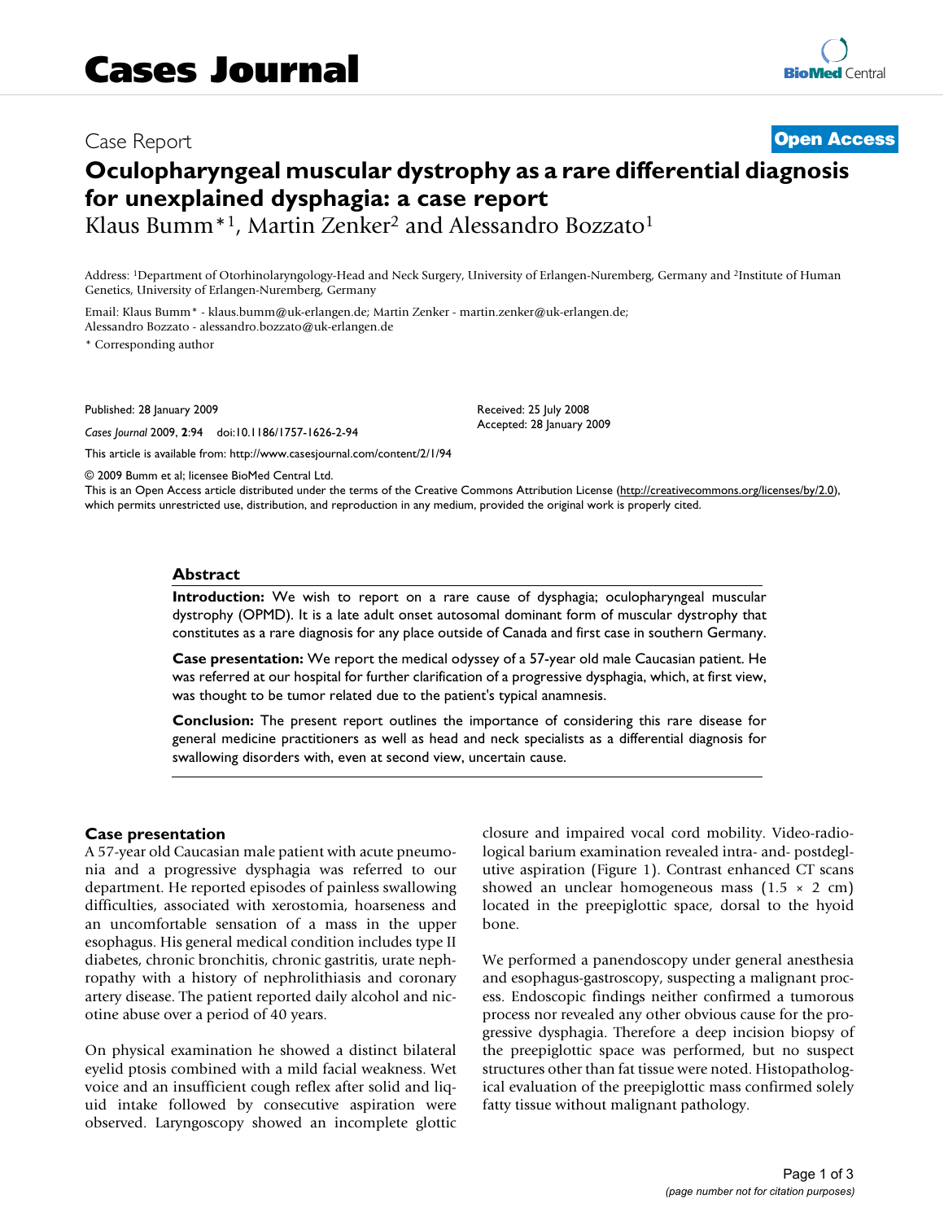# Cases Journal

Case Report

**Open Access**

# Oculopharyngeal muscular dystrophy as a rare differential diagnosis for unexplained dysphagia: a case report

Klaus Bumm*[1], Martin Zenker[2] and Alessandro Bozzato[1]

Address: [1]Department of Otorhinolaryngology-Head and Neck Surgery, University of Erlangen-Nuremberg, Germany and [2]Institute of Human Genetics, University of Erlangen-Nuremberg, Germany

Email: Klaus Bumm* - klaus.bumm@uk-erlangen.de; Martin Zenker - martin.zenker@uk-erlangen.de; Alessandro Bozzato - alessandro.bozzato@uk-erlangen.de

\* Corresponding author

Published: 28 January 2009

*Cases Journal* 2009, **2**:94 doi:10.1186/1757-1626-2-94

Received: 25 July 2008

Accepted: 28 January 2009

This article is available from: http://www.casesjournal.com/content/2/1/94

© 2009 Bumm et al; licensee BioMed Central Ltd.

This is an Open Access article distributed under the terms of the Creative Commons Attribution License (http://creativecommons.org/licenses/by/2.0), which permits unrestricted use, distribution, and reproduction in any medium, provided the original work is properly cited.

## Abstract

**Introduction:** We wish to report on a rare cause of dysphagia; oculopharyngeal muscular dystrophy (OPMD). It is a late adult onset autosomal dominant form of muscular dystrophy that constitutes as a rare diagnosis for any place outside of Canada and first case in southern Germany.

**Case presentation:** We report the medical odyssey of a 57-year old male Caucasian patient. He was referred at our hospital for further clarification of a progressive dysphagia, which, at first view, was thought to be tumor related due to the patient's typical anamnesis.

**Conclusion:** The present report outlines the importance of considering this rare disease for general medicine practitioners as well as head and neck specialists as a differential diagnosis for swallowing disorders with, even at second view, uncertain cause.

## Case presentation

A 57-year old Caucasian male patient with acute pneumonia and a progressive dysphagia was referred to our department. He reported episodes of painless swallowing difficulties, associated with xerostomia, hoarseness and an uncomfortable sensation of a mass in the upper esophagus. His general medical condition includes type II diabetes, chronic bronchitis, chronic gastritis, urate nephropathy with a history of nephrolithiasis and coronary artery disease. The patient reported daily alcohol and nicotine abuse over a period of 40 years.

On physical examination he showed a distinct bilateral eyelid ptosis combined with a mild facial weakness. Wet voice and an insufficient cough reflex after solid and liquid intake followed by consecutive aspiration were observed. Laryngoscopy showed an incomplete glottic closure and impaired vocal cord mobility. Video-radiological barium examination revealed intra- and- postdeglutive aspiration (Figure 1). Contrast enhanced CT scans showed an unclear homogeneous mass (1.5 × 2 cm) located in the preepiglottic space, dorsal to the hyoid bone.

We performed a panendoscopy under general anesthesia and esophagus-gastroscopy, suspecting a malignant process. Endoscopic findings neither confirmed a tumorous process nor revealed any other obvious cause for the progressive dysphagia. Therefore a deep incision biopsy of the preepiglottic space was performed, but no suspect structures other than fat tissue were noted. Histopathological evaluation of the preepiglottic mass confirmed solely fatty tissue without malignant pathology.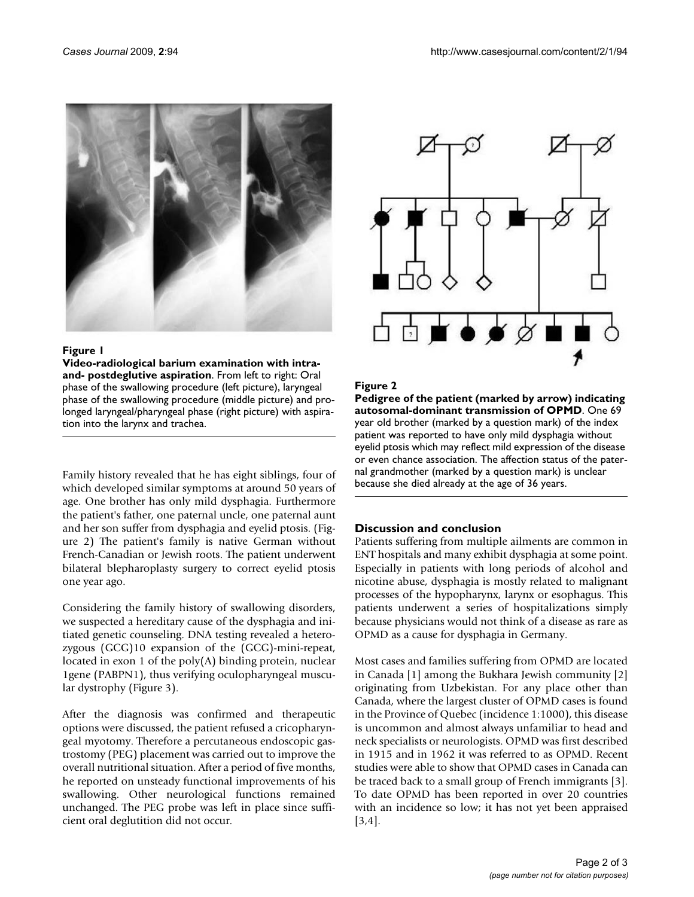**Figure 1**

**Video-radiological barium examination with intra- and- postdeglutive aspiration**. From left to right: Oral phase of the swallowing procedure (left picture), laryngeal phase of the swallowing procedure (middle picture) and prolonged laryngeal/pharyngeal phase (right picture) with aspiration into the larynx and trachea.

**Figure 2**

**Pedigree of the patient (marked by arrow) indicating autosomal-dominant transmission of OPMD**. One 69 year old brother (marked by a question mark) of the index patient was reported to have only mild dysphagia without eyelid ptosis which may reflect mild expression of the disease or even chance association. The affection status of the paternal grandmother (marked by a question mark) is unclear because she died already at the age of 36 years.

Family history revealed that he has eight siblings, four of which developed similar symptoms at around 50 years of age. One brother has only mild dysphagia. Furthermore the patient's father, one paternal uncle, one paternal aunt and her son suffer from dysphagia and eyelid ptosis. (Figure 2) The patient's family is native German without French-Canadian or Jewish roots. The patient underwent bilateral blepharoplasty surgery to correct eyelid ptosis one year ago.

Considering the family history of swallowing disorders, we suspected a hereditary cause of the dysphagia and initiated genetic counseling. DNA testing revealed a heterozygous $(GCG)_{10}$ expansion of the (GCG)-mini-repeat, located in exon 1 of the poly(A) binding protein, nuclear 1gene (PABPN1), thus verifying oculopharyngeal muscular dystrophy (Figure 3).

After the diagnosis was confirmed and therapeutic options were discussed, the patient refused a cricopharyngeal myotomy. Therefore a percutaneous endoscopic gastrostomy (PEG) placement was carried out to improve the overall nutritional situation. After a period of five months, he reported on unsteady functional improvements of his swallowing. Other neurological functions remained unchanged. The PEG probe was left in place since sufficient oral deglutition did not occur.

## Discussion and conclusion

Patients suffering from multiple ailments are common in ENT hospitals and many exhibit dysphagia at some point. Especially in patients with long periods of alcohol and nicotine abuse, dysphagia is mostly related to malignant processes of the hypopharynx, larynx or esophagus. This patients underwent a series of hospitalizations simply because physicians would not think of a disease as rare as OPMD as a cause for dysphagia in Germany.

Most cases and families suffering from OPMD are located in Canada [1] among the Bukhara Jewish community [2] originating from Uzbekistan. For any place other than Canada, where the largest cluster of OPMD cases is found in the Province of Quebec (incidence 1:1000), this disease is uncommon and almost always unfamiliar to head and neck specialists or neurologists. OPMD was first described in 1915 and in 1962 it was referred to as OPMD. Recent studies were able to show that OPMD cases in Canada can be traced back to a small group of French immigrants [3]. To date OPMD has been reported in over 20 countries with an incidence so low; it has not yet been appraised [3,4].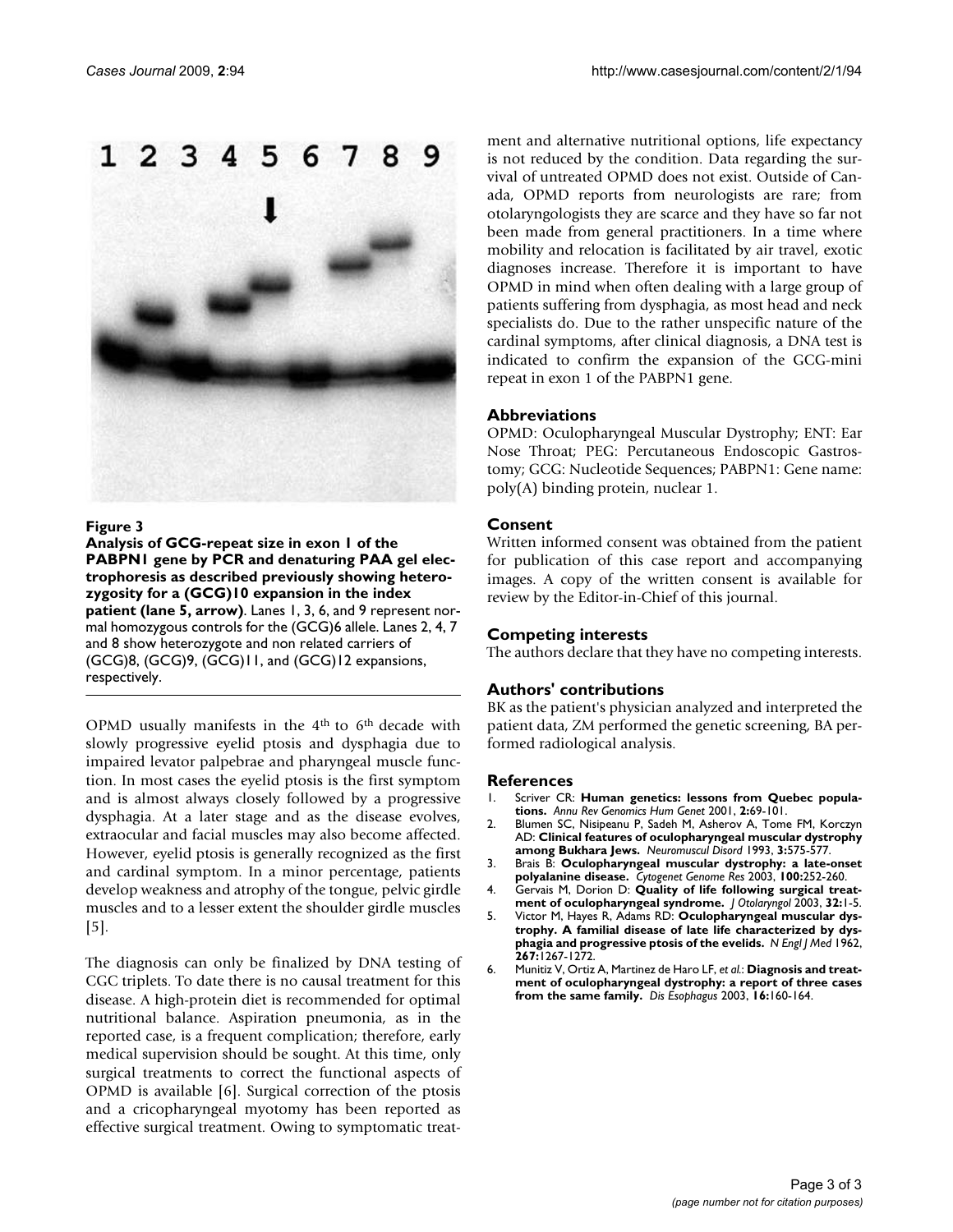1 2 3 4 5 6 7 8 9

**Figure 3**

**Analysis of GCG-repeat size in exon 1 of the PABPN1 gene by PCR and denaturing PAA gel electrophoresis as described previously showing heterozygosity for a (GCG)10 expansion in the index patient (lane 5, arrow)**. Lanes 1, 3, 6, and 9 represent normal homozygous controls for the (GCG)6 allele. Lanes 2, 4, 7 and 8 show heterozygote and non related carriers of (GCG)8, (GCG)9, (GCG)11, and (GCG)12 expansions, respectively.

OPMD usually manifests in the 4th to 6th decade with slowly progressive eyelid ptosis and dysphagia due to impaired levator palpebrae and pharyngeal muscle function. In most cases the eyelid ptosis is the first symptom and is almost always closely followed by a progressive dysphagia. At a later stage and as the disease evolves, extraocular and facial muscles may also become affected. However, eyelid ptosis is generally recognized as the first and cardinal symptom. In a minor percentage, patients develop weakness and atrophy of the tongue, pelvic girdle muscles and to a lesser extent the shoulder girdle muscles [5].

The diagnosis can only be finalized by DNA testing of CGC triplets. To date there is no causal treatment for this disease. A high-protein diet is recommended for optimal nutritional balance. Aspiration pneumonia, as in the reported case, is a frequent complication; therefore, early medical supervision should be sought. At this time, only surgical treatments to correct the functional aspects of OPMD is available [6]. Surgical correction of the ptosis and a cricopharyngeal myotomy has been reported as effective surgical treatment. Owing to symptomatic treatment and alternative nutritional options, life expectancy is not reduced by the condition. Data regarding the survival of untreated OPMD does not exist. Outside of Canada, OPMD reports from neurologists are rare; from otolaryngologists they are scarce and they have so far not been made from general practitioners. In a time where mobility and relocation is facilitated by air travel, exotic diagnoses increase. Therefore it is important to have OPMD in mind when often dealing with a large group of patients suffering from dysphagia, as most head and neck specialists do. Due to the rather unspecific nature of the cardinal symptoms, after clinical diagnosis, a DNA test is indicated to confirm the expansion of the GCG-mini repeat in exon 1 of the PABPN1 gene.

## Abbreviations

OPMD: Oculopharyngeal Muscular Dystrophy; ENT: Ear Nose Throat; PEG: Percutaneous Endoscopic Gastrostomy; GCG: Nucleotide Sequences; PABPN1: Gene name: poly(A) binding protein, nuclear 1.

## Consent

Written informed consent was obtained from the patient for publication of this case report and accompanying images. A copy of the written consent is available for review by the Editor-in-Chief of this journal.

## Competing interests

The authors declare that they have no competing interests.

## Authors' contributions

BK as the patient's physician analyzed and interpreted the patient data, ZM performed the genetic screening, BA performed radiological analysis.

## References

1. Scriver CR: **Human genetics: lessons from Quebec populations.** *Annu Rev Genomics Hum Genet* 2001, **2:**69-101.
2. Blumen SC, Nisipeanu P, Sadeh M, Asherov A, Tome FM, Korczyn AD: **Clinical features of oculopharyngeal muscular dystrophy among Bukhara Jews.** *Neuromuscul Disord* 1993, **3:**575-577.
3. Brais B: **Oculopharyngeal muscular dystrophy: a late-onset polyalanine disease.** *Cytogenet Genome Res* 2003, **100:**252-260.
4. Gervais M, Dorion D: **Quality of life following surgical treatment of oculopharyngeal syndrome.** *J Otolaryngol* 2003, **32:**1-5.
5. Victor M, Hayes R, Adams RD: **Oculopharyngeal muscular dystrophy. A familial disease of late life characterized by dysphagia and progressive ptosis of the eyelids.** *N Engl J Med* 1962, **267:**1267-1272.
6. Munitiz V, Ortiz A, Martinez de Haro LF, *et al.*: **Diagnosis and treatment of oculopharyngeal dystrophy: a report of three cases from the same family.** *Dis Esophagus* 2003, **16:**160-164.